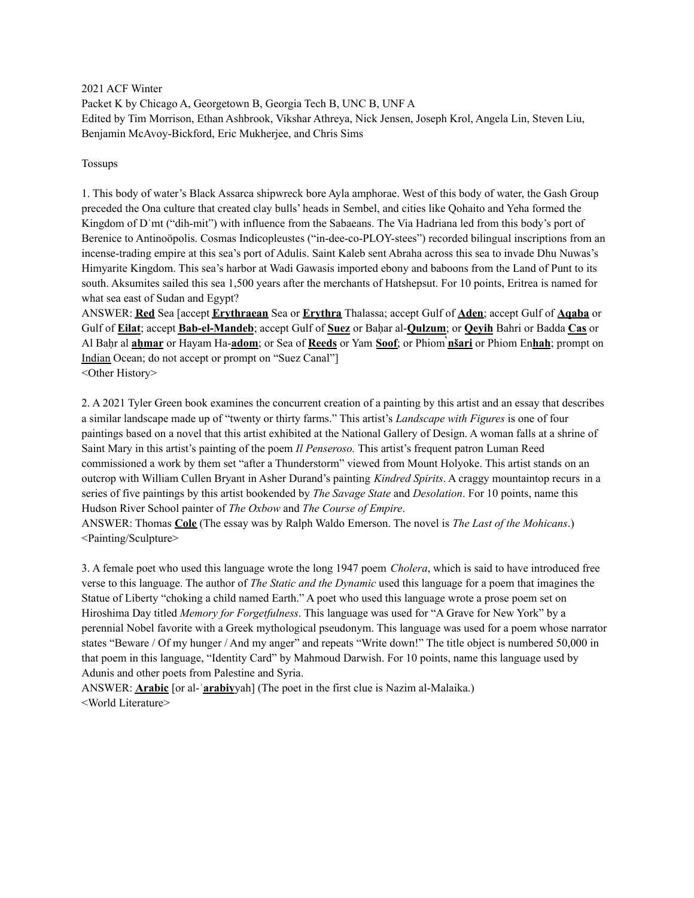2021 ACF Winter

Packet K by Chicago A, Georgetown B, Georgia Tech B, UNC B, UNF A

Edited by Tim Morrison, Ethan Ashbrook, Vikshar Athreya, Nick Jensen, Joseph Krol, Angela Lin, Steven Liu, Benjamin McAvoy-Bickford, Eric Mukherjee, and Chris Sims

Tossups

1. This body of water's Black Assarca shipwreck bore Ayla amphorae. West of this body of water, the Gash Group preceded the Ona culture that created clay bulls' heads in Sembel, and cities like Qohaito and Yeha formed the Kingdom of Dʿmt ("dih-mit") with influence from the Sabaeans. The Via Hadriana led from this body's port of Berenice to Antinoöpolis. Cosmas Indicopleustes ("in-dee-co-PLOY-stees") recorded bilingual inscriptions from an incense-trading empire at this sea's port of Adulis. Saint Kaleb sent Abraha across this sea to invade Dhu Nuwas's Himyarite Kingdom. This sea's harbor at Wadi Gawasis imported ebony and baboons from the Land of Punt to its south. Aksumites sailed this sea 1,500 years after the merchants of Hatshepsut. For 10 points, Eritrea is named for what sea east of Sudan and Egypt?

ANSWER: **Red** Sea [accept **Erythraean** Sea or **Erythra** Thalassa; accept Gulf of **Aden**; accept Gulf of **Aqaba** or Gulf of **Eilat**; accept **Bab-el-Mandeb**; accept Gulf of **Suez** or Baḥar al-**Qulzum**; or **Qeyih** Bahri or Badda **Cas** or Al Baḥr al **aḥmar** or Hayam Ha-**adom**; or Sea of **Reeds** or Yam **Soof**; or Phiom **ǹšari** or Phiom En**hah**; prompt on Indian Ocean; do not accept or prompt on "Suez Canal"]

<Other History>

2. A 2021 Tyler Green book examines the concurrent creation of a painting by this artist and an essay that describes a similar landscape made up of "twenty or thirty farms." This artist's *Landscape with Figures* is one of four paintings based on a novel that this artist exhibited at the National Gallery of Design. A woman falls at a shrine of Saint Mary in this artist's painting of the poem *Il Penseroso.* This artist's frequent patron Luman Reed commissioned a work by them set "after a Thunderstorm" viewed from Mount Holyoke. This artist stands on an outcrop with William Cullen Bryant in Asher Durand's painting *Kindred Spirits*. A craggy mountaintop recurs in a series of five paintings by this artist bookended by *The Savage State* and *Desolation*. For 10 points, name this Hudson River School painter of *The Oxbow* and *The Course of Empire*.

ANSWER: Thomas **Cole** (The essay was by Ralph Waldo Emerson. The novel is *The Last of the Mohicans*.)

<Painting/Sculpture>

3. A female poet who used this language wrote the long 1947 poem *Cholera*, which is said to have introduced free verse to this language. The author of *The Static and the Dynamic* used this language for a poem that imagines the Statue of Liberty "choking a child named Earth." A poet who used this language wrote a prose poem set on Hiroshima Day titled *Memory for Forgetfulness*. This language was used for "A Grave for New York" by a perennial Nobel favorite with a Greek mythological pseudonym. This language was used for a poem whose narrator states "Beware / Of my hunger / And my anger" and repeats "Write down!" The title object is numbered 50,000 in that poem in this language, "Identity Card" by Mahmoud Darwish. For 10 points, name this language used by Adunis and other poets from Palestine and Syria.

ANSWER: **Arabic** [or al-ʿ**arabiy**yah] (The poet in the first clue is Nazim al-Malaika.)

<World Literature>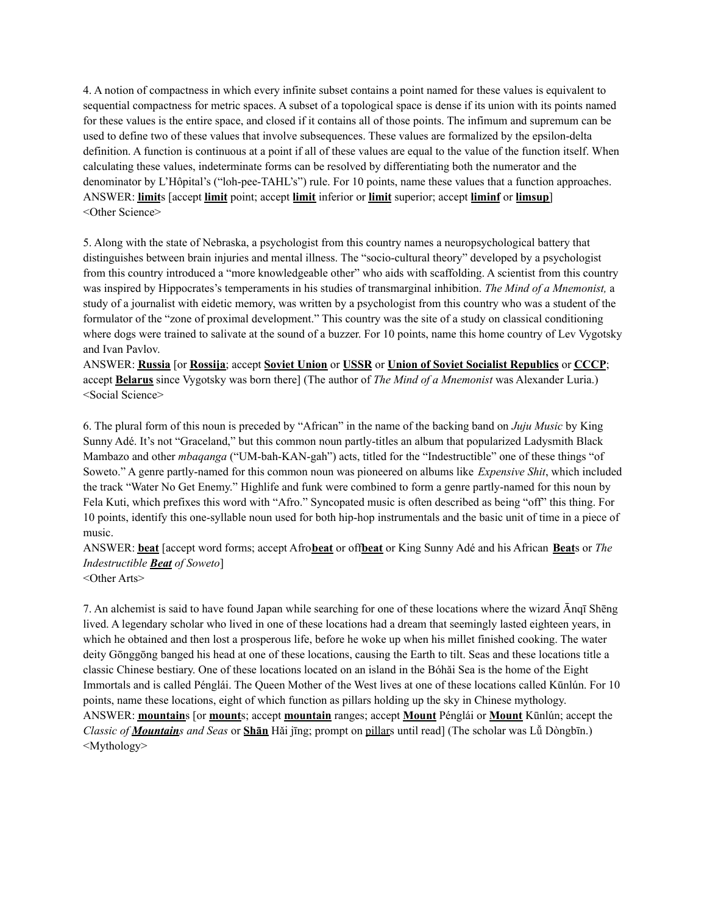4. A notion of compactness in which every infinite subset contains a point named for these values is equivalent to sequential compactness for metric spaces. A subset of a topological space is dense if its union with its points named for these values is the entire space, and closed if it contains all of those points. The infimum and supremum can be used to define two of these values that involve subsequences. These values are formalized by the epsilon-delta definition. A function is continuous at a point if all of these values are equal to the value of the function itself. When calculating these values, indeterminate forms can be resolved by differentiating both the numerator and the denominator by L'Hôpital's ("loh-pee-TAHL's") rule. For 10 points, name these values that a function approaches.
ANSWER: **limit**s [accept **limit** point; accept **limit** inferior or **limit** superior; accept **liminf** or **limsup**]
<Other Science>

5. Along with the state of Nebraska, a psychologist from this country names a neuropsychological battery that distinguishes between brain injuries and mental illness. The "socio-cultural theory" developed by a psychologist from this country introduced a "more knowledgeable other" who aids with scaffolding. A scientist from this country was inspired by Hippocrates's temperaments in his studies of transmarginal inhibition. *The Mind of a Mnemonist,* a study of a journalist with eidetic memory, was written by a psychologist from this country who was a student of the formulator of the "zone of proximal development." This country was the site of a study on classical conditioning where dogs were trained to salivate at the sound of a buzzer. For 10 points, name this home country of Lev Vygotsky and Ivan Pavlov.
ANSWER: **Russia** [or **Rossija**; accept **Soviet Union** or **USSR** or **Union of Soviet Socialist Republics** or **CCCP**; accept **Belarus** since Vygotsky was born there] (The author of *The Mind of a Mnemonist* was Alexander Luria.)
<Social Science>

6. The plural form of this noun is preceded by "African" in the name of the backing band on *Juju Music* by King Sunny Adé. It's not "Graceland," but this common noun partly-titles an album that popularized Ladysmith Black Mambazo and other *mbaqanga* ("UM-bah-KAN-gah") acts, titled for the "Indestructible" one of these things "of Soweto." A genre partly-named for this common noun was pioneered on albums like *Expensive Shit*, which included the track "Water No Get Enemy." Highlife and funk were combined to form a genre partly-named for this noun by Fela Kuti, which prefixes this word with "Afro." Syncopated music is often described as being "off" this thing. For 10 points, identify this one-syllable noun used for both hip-hop instrumentals and the basic unit of time in a piece of music.
ANSWER: **beat** [accept word forms; accept Afro**beat** or off**beat** or King Sunny Adé and his African **Beat**s or *The Indestructible **Beat** of Soweto*]
<Other Arts>

7. An alchemist is said to have found Japan while searching for one of these locations where the wizard Ānqī Shēng lived. A legendary scholar who lived in one of these locations had a dream that seemingly lasted eighteen years, in which he obtained and then lost a prosperous life, before he woke up when his millet finished cooking. The water deity Gōnggōng banged his head at one of these locations, causing the Earth to tilt. Seas and these locations title a classic Chinese bestiary. One of these locations located on an island in the Bóhǎi Sea is the home of the Eight Immortals and is called Pénglái. The Queen Mother of the West lives at one of these locations called Kūnlún. For 10 points, name these locations, eight of which function as pillars holding up the sky in Chinese mythology.
ANSWER: **mountain**s [or **mount**s; accept **mountain** ranges; accept **Mount** Pénglái or **Mount** Kūnlún; accept the *Classic of **Mountain**s and Seas* or **Shān** Hǎi jīng; prompt on pillars until read] (The scholar was Lǚ Dòngbīn.)
<Mythology>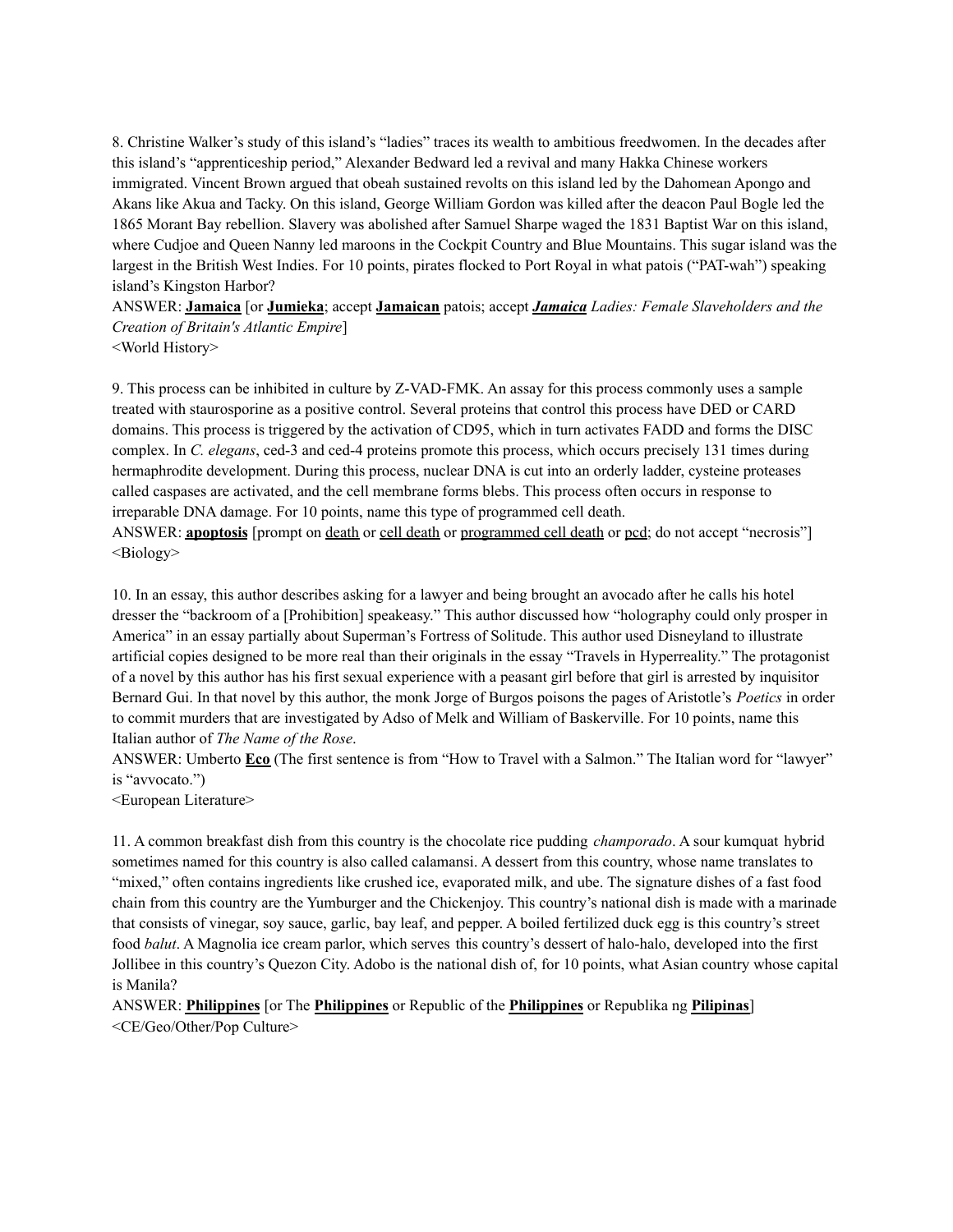8. Christine Walker's study of this island's "ladies" traces its wealth to ambitious freedwomen. In the decades after this island's "apprenticeship period," Alexander Bedward led a revival and many Hakka Chinese workers immigrated. Vincent Brown argued that obeah sustained revolts on this island led by the Dahomean Apongo and Akans like Akua and Tacky. On this island, George William Gordon was killed after the deacon Paul Bogle led the 1865 Morant Bay rebellion. Slavery was abolished after Samuel Sharpe waged the 1831 Baptist War on this island, where Cudjoe and Queen Nanny led maroons in the Cockpit Country and Blue Mountains. This sugar island was the largest in the British West Indies. For 10 points, pirates flocked to Port Royal in what patois ("PAT-wah") speaking island's Kingston Harbor?

ANSWER: <u>**Jamaica**</u> [or <u>**Jumieka**</u>; accept <u>**Jamaican**</u> patois; accept <u>***Jamaica***</u> *Ladies: Female Slaveholders and the Creation of Britain's Atlantic Empire*]

<World History>

9. This process can be inhibited in culture by Z-VAD-FMK. An assay for this process commonly uses a sample treated with staurosporine as a positive control. Several proteins that control this process have DED or CARD domains. This process is triggered by the activation of CD95, which in turn activates FADD and forms the DISC complex. In *C. elegans*, ced-3 and ced-4 proteins promote this process, which occurs precisely 131 times during hermaphrodite development. During this process, nuclear DNA is cut into an orderly ladder, cysteine proteases called caspases are activated, and the cell membrane forms blebs. This process often occurs in response to irreparable DNA damage. For 10 points, name this type of programmed cell death.

ANSWER: <u>**apoptosis**</u> [prompt on <u>death</u> or <u>cell death</u> or <u>programmed cell death</u> or <u>pcd</u>; do not accept "necrosis"]

<Biology>

10. In an essay, this author describes asking for a lawyer and being brought an avocado after he calls his hotel dresser the "backroom of a [Prohibition] speakeasy." This author discussed how "holography could only prosper in America" in an essay partially about Superman's Fortress of Solitude. This author used Disneyland to illustrate artificial copies designed to be more real than their originals in the essay "Travels in Hyperreality." The protagonist of a novel by this author has his first sexual experience with a peasant girl before that girl is arrested by inquisitor Bernard Gui. In that novel by this author, the monk Jorge of Burgos poisons the pages of Aristotle's *Poetics* in order to commit murders that are investigated by Adso of Melk and William of Baskerville. For 10 points, name this Italian author of *The Name of the Rose*.

ANSWER: Umberto <u>**Eco**</u> (The first sentence is from "How to Travel with a Salmon." The Italian word for "lawyer" is "avvocato.")

<European Literature>

11. A common breakfast dish from this country is the chocolate rice pudding *champorado*. A sour kumquat hybrid sometimes named for this country is also called calamansi. A dessert from this country, whose name translates to "mixed," often contains ingredients like crushed ice, evaporated milk, and ube. The signature dishes of a fast food chain from this country are the Yumburger and the Chickenjoy. This country's national dish is made with a marinade that consists of vinegar, soy sauce, garlic, bay leaf, and pepper. A boiled fertilized duck egg is this country's street food *balut*. A Magnolia ice cream parlor, which serves this country's dessert of halo-halo, developed into the first Jollibee in this country's Quezon City. Adobo is the national dish of, for 10 points, what Asian country whose capital is Manila?

ANSWER: <u>**Philippines**</u> [or The <u>**Philippines**</u> or Republic of the <u>**Philippines**</u> or Republika ng <u>**Pilipinas**</u>]

<CE/Geo/Other/Pop Culture>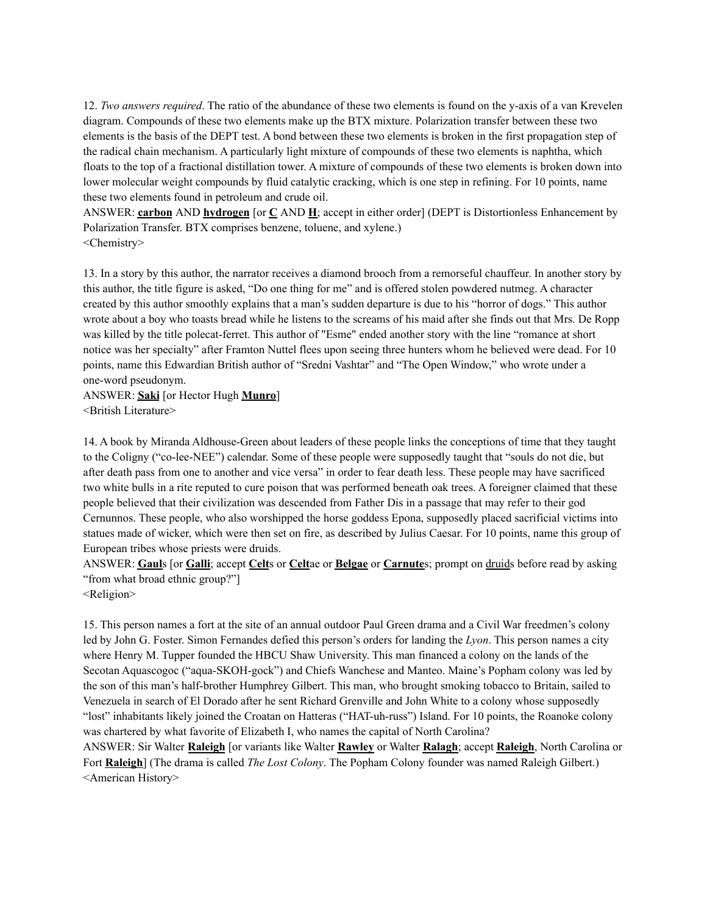12. *Two answers required*. The ratio of the abundance of these two elements is found on the y-axis of a van Krevelen diagram. Compounds of these two elements make up the BTX mixture. Polarization transfer between these two elements is the basis of the DEPT test. A bond between these two elements is broken in the first propagation step of the radical chain mechanism. A particularly light mixture of compounds of these two elements is naphtha, which floats to the top of a fractional distillation tower. A mixture of compounds of these two elements is broken down into lower molecular weight compounds by fluid catalytic cracking, which is one step in refining. For 10 points, name these two elements found in petroleum and crude oil.
ANSWER: **carbon** AND **hydrogen** [or **C** AND **H**; accept in either order] (DEPT is Distortionless Enhancement by Polarization Transfer. BTX comprises benzene, toluene, and xylene.)
<Chemistry>

13. In a story by this author, the narrator receives a diamond brooch from a remorseful chauffeur. In another story by this author, the title figure is asked, "Do one thing for me" and is offered stolen powdered nutmeg. A character created by this author smoothly explains that a man's sudden departure is due to his "horror of dogs." This author wrote about a boy who toasts bread while he listens to the screams of his maid after she finds out that Mrs. De Ropp was killed by the title polecat-ferret. This author of "Esme" ended another story with the line "romance at short notice was her specialty" after Framton Nuttel flees upon seeing three hunters whom he believed were dead. For 10 points, name this Edwardian British author of "Sredni Vashtar" and "The Open Window," who wrote under a one-word pseudonym.
ANSWER: **Saki** [or Hector Hugh **Munro**]
<British Literature>

14. A book by Miranda Aldhouse-Green about leaders of these people links the conceptions of time that they taught to the Coligny ("co-lee-NEE") calendar. Some of these people were supposedly taught that "souls do not die, but after death pass from one to another and vice versa" in order to fear death less. These people may have sacrificed two white bulls in a rite reputed to cure poison that was performed beneath oak trees. A foreigner claimed that these people believed that their civilization was descended from Father Dis in a passage that may refer to their god Cernunnos. These people, who also worshipped the horse goddess Epona, supposedly placed sacrificial victims into statues made of wicker, which were then set on fire, as described by Julius Caesar. For 10 points, name this group of European tribes whose priests were druids.
ANSWER: **Gaul**s [or **Galli**; accept **Celt**s or **Celt**ae or **Belgae** or **Carnute**s; prompt on druids before read by asking "from what broad ethnic group?"]
<Religion>

15. This person names a fort at the site of an annual outdoor Paul Green drama and a Civil War freedmen's colony led by John G. Foster. Simon Fernandes defied this person's orders for landing the *Lyon*. This person names a city where Henry M. Tupper founded the HBCU Shaw University. This man financed a colony on the lands of the Secotan Aquascogoc ("aqua-SKOH-gock") and Chiefs Wanchese and Manteo. Maine's Popham colony was led by the son of this man's half-brother Humphrey Gilbert. This man, who brought smoking tobacco to Britain, sailed to Venezuela in search of El Dorado after he sent Richard Grenville and John White to a colony whose supposedly "lost" inhabitants likely joined the Croatan on Hatteras ("HAT-uh-russ") Island. For 10 points, the Roanoke colony was chartered by what favorite of Elizabeth I, who names the capital of North Carolina?
ANSWER: Sir Walter **Raleigh** [or variants like Walter **Rawley** or Walter **Ralagh**; accept **Raleigh**, North Carolina or Fort **Raleigh**] (The drama is called *The Lost Colony*. The Popham Colony founder was named Raleigh Gilbert.)
<American History>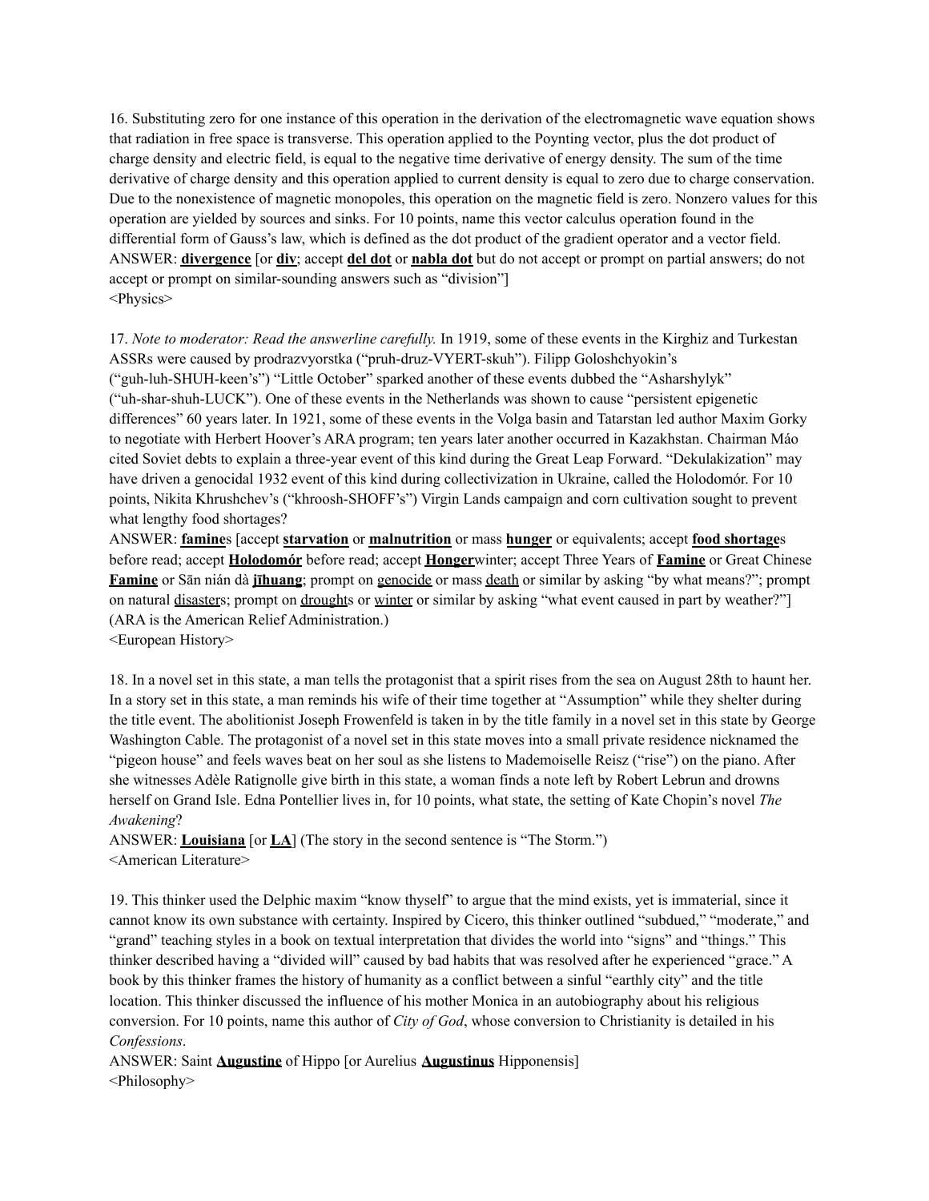16. Substituting zero for one instance of this operation in the derivation of the electromagnetic wave equation shows that radiation in free space is transverse. This operation applied to the Poynting vector, plus the dot product of charge density and electric field, is equal to the negative time derivative of energy density. The sum of the time derivative of charge density and this operation applied to current density is equal to zero due to charge conservation. Due to the nonexistence of magnetic monopoles, this operation on the magnetic field is zero. Nonzero values for this operation are yielded by sources and sinks. For 10 points, name this vector calculus operation found in the differential form of Gauss's law, which is defined as the dot product of the gradient operator and a vector field.
ANSWER: **divergence** [or **div**; accept **del dot** or **nabla dot** but do not accept or prompt on partial answers; do not accept or prompt on similar-sounding answers such as "division"]
<Physics>

17. *Note to moderator: Read the answerline carefully.* In 1919, some of these events in the Kirghiz and Turkestan ASSRs were caused by prodrazvyorstka ("pruh-druz-VYERT-skuh"). Filipp Goloshchyokin's ("guh-luh-SHUH-keen's") "Little October" sparked another of these events dubbed the "Asharshylyk" ("uh-shar-shuh-LUCK"). One of these events in the Netherlands was shown to cause "persistent epigenetic differences" 60 years later. In 1921, some of these events in the Volga basin and Tatarstan led author Maxim Gorky to negotiate with Herbert Hoover's ARA program; ten years later another occurred in Kazakhstan. Chairman Máo cited Soviet debts to explain a three-year event of this kind during the Great Leap Forward. "Dekulakization" may have driven a genocidal 1932 event of this kind during collectivization in Ukraine, called the Holodomór. For 10 points, Nikita Khrushchev's ("khroosh-SHOFF's") Virgin Lands campaign and corn cultivation sought to prevent what lengthy food shortages?
ANSWER: **famine**s [accept **starvation** or **malnutrition** or mass **hunger** or equivalents; accept **food shortage**s before read; accept **Holodomór** before read; accept **Honger**winter; accept Three Years of **Famine** or Great Chinese **Famine** or Sān nián dà **jīhuang**; prompt on genocide or mass death or similar by asking "by what means?"; prompt on natural disasters; prompt on droughts or winter or similar by asking "what event caused in part by weather?"]
(ARA is the American Relief Administration.)
<European History>

18. In a novel set in this state, a man tells the protagonist that a spirit rises from the sea on August 28th to haunt her. In a story set in this state, a man reminds his wife of their time together at "Assumption" while they shelter during the title event. The abolitionist Joseph Frowenfeld is taken in by the title family in a novel set in this state by George Washington Cable. The protagonist of a novel set in this state moves into a small private residence nicknamed the "pigeon house" and feels waves beat on her soul as she listens to Mademoiselle Reisz ("rise") on the piano. After she witnesses Adèle Ratignolle give birth in this state, a woman finds a note left by Robert Lebrun and drowns herself on Grand Isle. Edna Pontellier lives in, for 10 points, what state, the setting of Kate Chopin's novel *The Awakening*?
ANSWER: **Louisiana** [or **LA**] (The story in the second sentence is "The Storm.")
<American Literature>

19. This thinker used the Delphic maxim "know thyself" to argue that the mind exists, yet is immaterial, since it cannot know its own substance with certainty. Inspired by Cicero, this thinker outlined "subdued," "moderate," and "grand" teaching styles in a book on textual interpretation that divides the world into "signs" and "things." This thinker described having a "divided will" caused by bad habits that was resolved after he experienced "grace." A book by this thinker frames the history of humanity as a conflict between a sinful "earthly city" and the title location. This thinker discussed the influence of his mother Monica in an autobiography about his religious conversion. For 10 points, name this author of *City of God*, whose conversion to Christianity is detailed in his *Confessions*.
ANSWER: Saint **Augustine** of Hippo [or Aurelius **Augustinus** Hipponensis]
<Philosophy>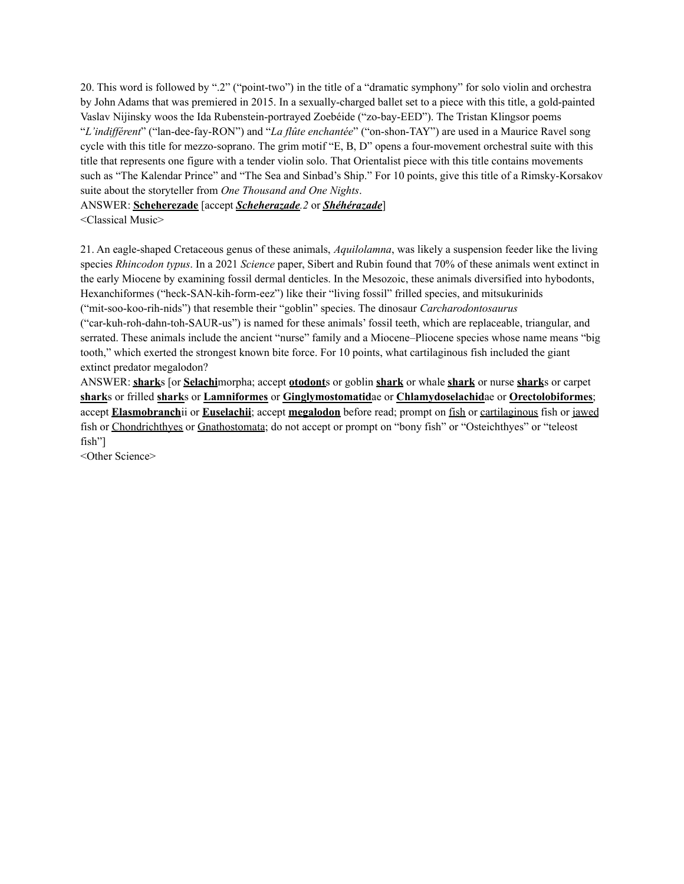20. This word is followed by ".2" ("point-two") in the title of a "dramatic symphony" for solo violin and orchestra by John Adams that was premiered in 2015. In a sexually-charged ballet set to a piece with this title, a gold-painted Vaslav Nijinsky woos the Ida Rubenstein-portrayed Zoebéide ("zo-bay-EED"). The Tristan Klingsor poems "*L'indifférent*" ("lan-dee-fay-RON") and "*La flûte enchantée*" ("on-shon-TAY") are used in a Maurice Ravel song cycle with this title for mezzo-soprano. The grim motif "E, B, D" opens a four-movement orchestral suite with this title that represents one figure with a tender violin solo. That Orientalist piece with this title contains movements such as "The Kalendar Prince" and "The Sea and Sinbad's Ship." For 10 points, give this title of a Rimsky-Korsakov suite about the storyteller from *One Thousand and One Nights*.

ANSWER: **Scheherezade** [accept ***Scheherazade****.2* or ***Shéhérazade***]

<Classical Music>

21. An eagle-shaped Cretaceous genus of these animals, *Aquilolamna*, was likely a suspension feeder like the living species *Rhincodon typus*. In a 2021 *Science* paper, Sibert and Rubin found that 70% of these animals went extinct in the early Miocene by examining fossil dermal denticles. In the Mesozoic, these animals diversified into hybodonts, Hexanchiformes ("heck-SAN-kih-form-eez") like their "living fossil" frilled species, and mitsukurinids ("mit-soo-koo-rih-nids") that resemble their "goblin" species. The dinosaur *Carcharodontosaurus* ("car-kuh-roh-dahn-toh-SAUR-us") is named for these animals' fossil teeth, which are replaceable, triangular, and serrated. These animals include the ancient "nurse" family and a Miocene–Pliocene species whose name means "big tooth," which exerted the strongest known bite force. For 10 points, what cartilaginous fish included the giant extinct predator megalodon?

ANSWER: **shark**s [or **Selachi**morpha; accept **otodont**s or goblin **shark** or whale **shark** or nurse **shark**s or carpet **shark**s or frilled **shark**s or **Lamniformes** or **Ginglymostomatid**ae or **Chlamydoselachid**ae or **Orectolobiformes**; accept **Elasmobranch**ii or **Euselachii**; accept **megalodon** before read; prompt on fish or cartilaginous fish or jawed fish or Chondrichthyes or Gnathostomata; do not accept or prompt on "bony fish" or "Osteichthyes" or "teleost fish"]

<Other Science>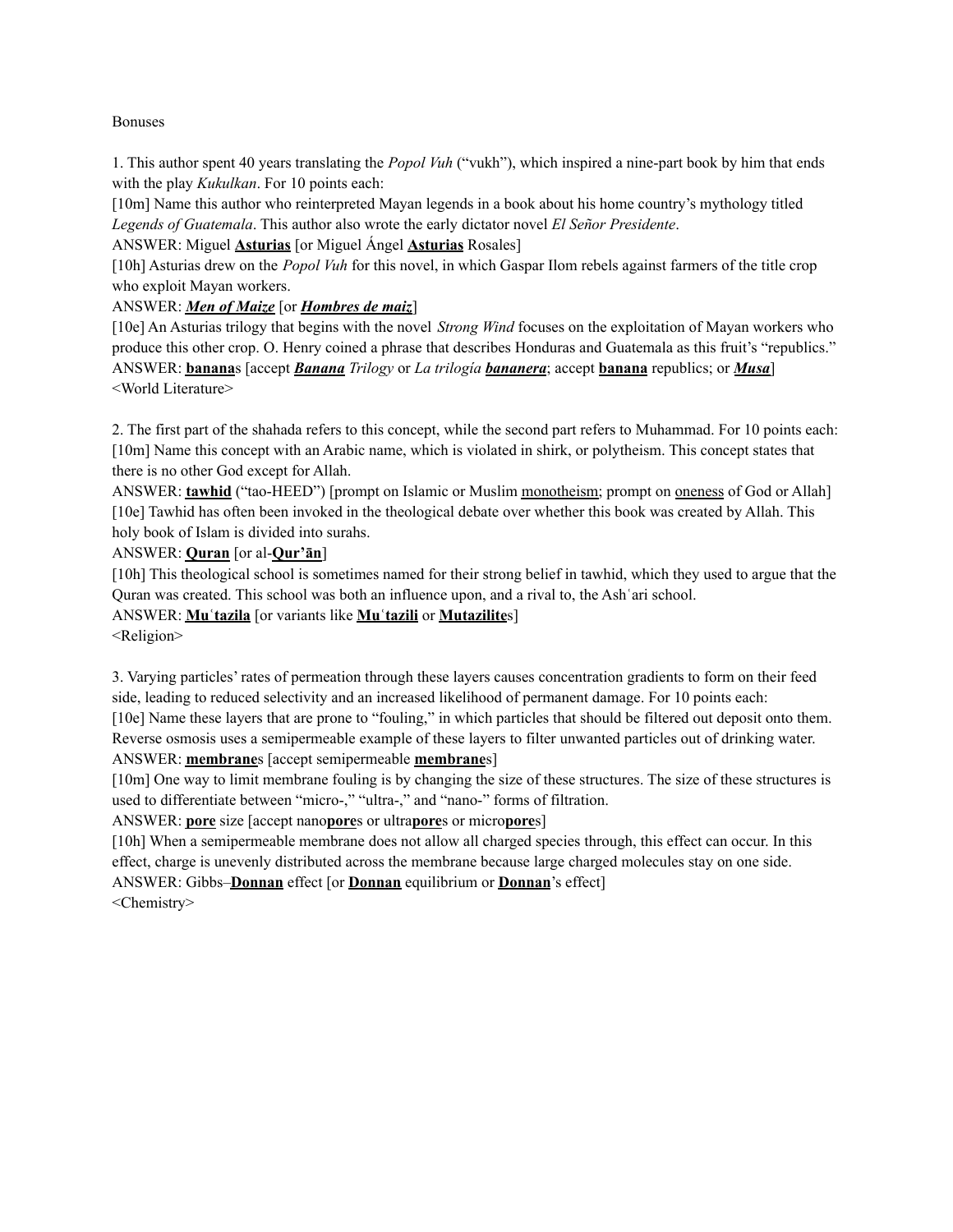Bonuses

1. This author spent 40 years translating the *Popol Vuh* (“vukh”), which inspired a nine-part book by him that ends with the play *Kukulkan*. For 10 points each:

[10m] Name this author who reinterpreted Mayan legends in a book about his home country’s mythology titled *Legends of Guatemala*. This author also wrote the early dictator novel *El Señor Presidente*.

ANSWER: Miguel **Asturias** [or Miguel Ángel **Asturias** Rosales]

[10h] Asturias drew on the *Popol Vuh* for this novel, in which Gaspar Ilom rebels against farmers of the title crop who exploit Mayan workers.

ANSWER: ***Men of Maize*** [or ***Hombres de maiz***]

[10e] An Asturias trilogy that begins with the novel *Strong Wind* focuses on the exploitation of Mayan workers who produce this other crop. O. Henry coined a phrase that describes Honduras and Guatemala as this fruit’s “republics.”

ANSWER: **banana**s [accept ***Banana*** *Trilogy* or *La trilogía* ***bananera***; accept **banana** republics; or ***Musa***]

<World Literature>

2. The first part of the shahada refers to this concept, while the second part refers to Muhammad. For 10 points each:

[10m] Name this concept with an Arabic name, which is violated in shirk, or polytheism. This concept states that there is no other God except for Allah.

ANSWER: **tawhid** (“tao-HEED”) [prompt on Islamic or Muslim monotheism; prompt on oneness of God or Allah]

[10e] Tawhid has often been invoked in the theological debate over whether this book was created by Allah. This holy book of Islam is divided into surahs.

ANSWER: **Quran** [or al-**Qur’ān**]

[10h] This theological school is sometimes named for their strong belief in tawhid, which they used to argue that the Quran was created. This school was both an influence upon, and a rival to, the Ashʿari school.

ANSWER: **Muʿtazila** [or variants like **Muʿtazili** or **Mutazilite**s]

<Religion>

3. Varying particles’ rates of permeation through these layers causes concentration gradients to form on their feed side, leading to reduced selectivity and an increased likelihood of permanent damage. For 10 points each:

[10e] Name these layers that are prone to “fouling,” in which particles that should be filtered out deposit onto them. Reverse osmosis uses a semipermeable example of these layers to filter unwanted particles out of drinking water.

ANSWER: **membrane**s [accept semipermeable **membrane**s]

[10m] One way to limit membrane fouling is by changing the size of these structures. The size of these structures is used to differentiate between “micro-,” “ultra-,” and “nano-” forms of filtration.

ANSWER: **pore** size [accept nano**pore**s or ultra**pore**s or micro**pore**s]

[10h] When a semipermeable membrane does not allow all charged species through, this effect can occur. In this effect, charge is unevenly distributed across the membrane because large charged molecules stay on one side.

ANSWER: Gibbs–**Donnan** effect [or **Donnan** equilibrium or **Donnan**’s effect]

<Chemistry>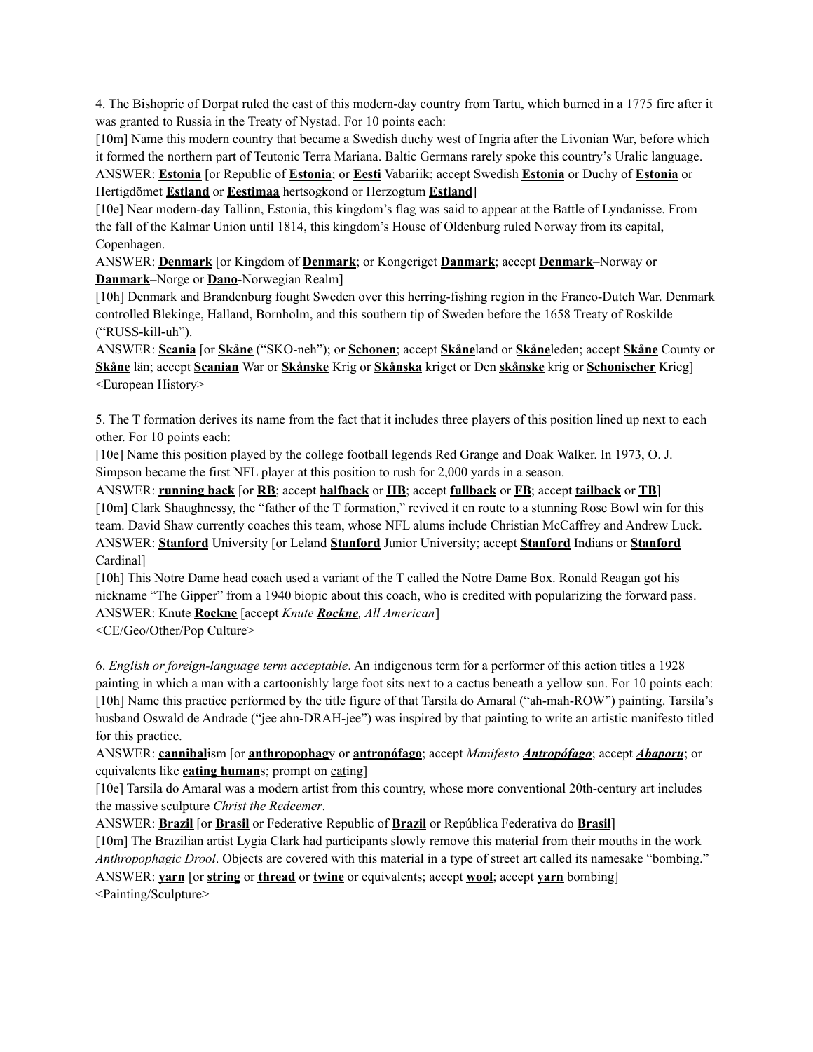4. The Bishopric of Dorpat ruled the east of this modern-day country from Tartu, which burned in a 1775 fire after it was granted to Russia in the Treaty of Nystad. For 10 points each:

[10m] Name this modern country that became a Swedish duchy west of Ingria after the Livonian War, before which it formed the northern part of Teutonic Terra Mariana. Baltic Germans rarely spoke this country's Uralic language.

ANSWER: **Estonia** [or Republic of **Estonia**; or **Eesti** Vabariik; accept Swedish **Estonia** or Duchy of **Estonia** or Hertigdömet **Estland** or **Eestimaa** hertsogkond or Herzogtum **Estland**]

[10e] Near modern-day Tallinn, Estonia, this kingdom's flag was said to appear at the Battle of Lyndanisse. From the fall of the Kalmar Union until 1814, this kingdom's House of Oldenburg ruled Norway from its capital, Copenhagen.

ANSWER: **Denmark** [or Kingdom of **Denmark**; or Kongeriget **Danmark**; accept **Denmark**–Norway or **Danmark**–Norge or **Dano**-Norwegian Realm]

[10h] Denmark and Brandenburg fought Sweden over this herring-fishing region in the Franco-Dutch War. Denmark controlled Blekinge, Halland, Bornholm, and this southern tip of Sweden before the 1658 Treaty of Roskilde ("RUSS-kill-uh").

ANSWER: **Scania** [or **Skåne** ("SKO-neh"); or **Schonen**; accept **Skåne**land or **Skåne**leden; accept **Skåne** County or **Skåne** län; accept **Scanian** War or **Skånske** Krig or **Skånska** kriget or Den **skånske** krig or **Schonischer** Krieg]

<European History>

5. The T formation derives its name from the fact that it includes three players of this position lined up next to each other. For 10 points each:

[10e] Name this position played by the college football legends Red Grange and Doak Walker. In 1973, O. J. Simpson became the first NFL player at this position to rush for 2,000 yards in a season.

ANSWER: **running back** [or **RB**; accept **halfback** or **HB**; accept **fullback** or **FB**; accept **tailback** or **TB**]

[10m] Clark Shaughnessy, the "father of the T formation," revived it en route to a stunning Rose Bowl win for this team. David Shaw currently coaches this team, whose NFL alums include Christian McCaffrey and Andrew Luck.

ANSWER: **Stanford** University [or Leland **Stanford** Junior University; accept **Stanford** Indians or **Stanford** Cardinal]

[10h] This Notre Dame head coach used a variant of the T called the Notre Dame Box. Ronald Reagan got his nickname "The Gipper" from a 1940 biopic about this coach, who is credited with popularizing the forward pass.

ANSWER: Knute **Rockne** [accept *Knute **Rockne**, All American*]

<CE/Geo/Other/Pop Culture>

6. *English or foreign-language term acceptable*. An indigenous term for a performer of this action titles a 1928 painting in which a man with a cartoonishly large foot sits next to a cactus beneath a yellow sun. For 10 points each:

[10h] Name this practice performed by the title figure of that Tarsila do Amaral ("ah-mah-ROW") painting. Tarsila's husband Oswald de Andrade ("jee ahn-DRAH-jee") was inspired by that painting to write an artistic manifesto titled for this practice.

ANSWER: **cannibal**ism [or **anthropophag**y or **antropófago**; accept *Manifesto **Antropófago***; accept ***Abaporu***; or equivalents like **eating human**s; prompt on **eat**ing]

[10e] Tarsila do Amaral was a modern artist from this country, whose more conventional 20th-century art includes the massive sculpture *Christ the Redeemer*.

ANSWER: **Brazil** [or **Brasil** or Federative Republic of **Brazil** or República Federativa do **Brasil**]

[10m] The Brazilian artist Lygia Clark had participants slowly remove this material from their mouths in the work *Anthropophagic Drool*. Objects are covered with this material in a type of street art called its namesake "bombing."

ANSWER: **yarn** [or **string** or **thread** or **twine** or equivalents; accept **wool**; accept **yarn** bombing]

<Painting/Sculpture>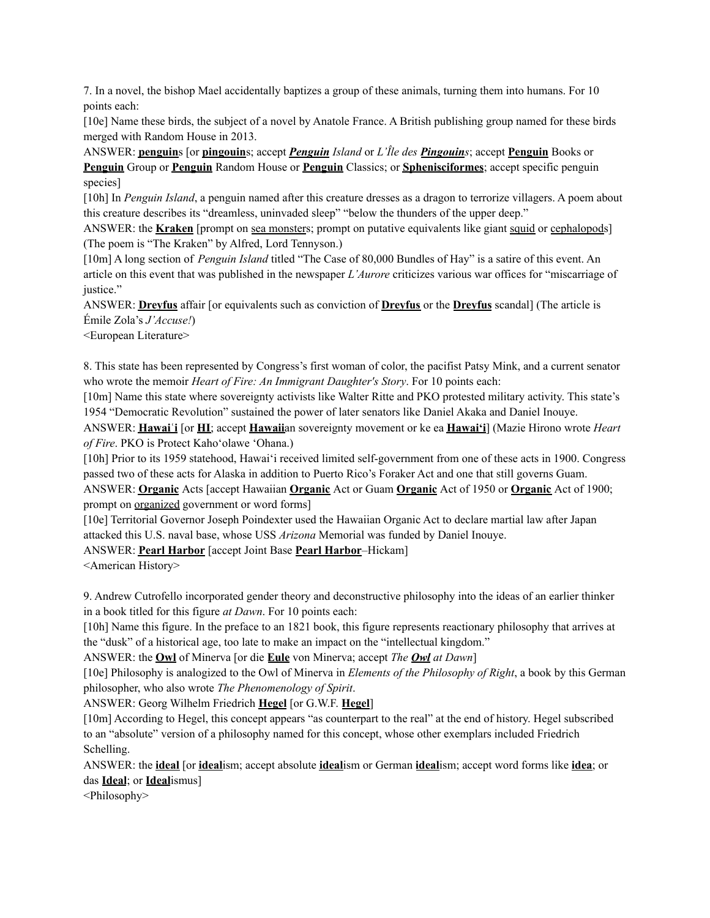7. In a novel, the bishop Mael accidentally baptizes a group of these animals, turning them into humans. For 10 points each:

[10e] Name these birds, the subject of a novel by Anatole France. A British publishing group named for these birds merged with Random House in 2013.

ANSWER: **penguin**s [or **pingouin**s; accept ***Penguin*** *Island* or *L'Île des* ***Pingouin****s*; accept **Penguin** Books or **Penguin** Group or **Penguin** Random House or **Penguin** Classics; or **Sphenisciformes**; accept specific penguin species]

[10h] In *Penguin Island*, a penguin named after this creature dresses as a dragon to terrorize villagers. A poem about this creature describes its "dreamless, uninvaded sleep" "below the thunders of the upper deep."

ANSWER: the **Kraken** [prompt on sea monsters; prompt on putative equivalents like giant squid or cephalopods] (The poem is "The Kraken" by Alfred, Lord Tennyson.)

[10m] A long section of *Penguin Island* titled "The Case of 80,000 Bundles of Hay" is a satire of this event. An article on this event that was published in the newspaper *L'Aurore* criticizes various war offices for "miscarriage of justice."

ANSWER: **Dreyfus** affair [or equivalents such as conviction of **Dreyfus** or the **Dreyfus** scandal] (The article is Émile Zola's *J'Accuse!*)

<European Literature>

8. This state has been represented by Congress's first woman of color, the pacifist Patsy Mink, and a current senator who wrote the memoir *Heart of Fire: An Immigrant Daughter's Story*. For 10 points each:

[10m] Name this state where sovereignty activists like Walter Ritte and PKO protested military activity. This state's 1954 "Democratic Revolution" sustained the power of later senators like Daniel Akaka and Daniel Inouye.

ANSWER: **Hawaiʻi** [or **HI**; accept **Hawaii**an sovereignty movement or ke ea **Hawaiʻi**] (Mazie Hirono wrote *Heart of Fire*. PKO is Protect Kahoʻolawe ʻOhana.)

[10h] Prior to its 1959 statehood, Hawaiʻi received limited self-government from one of these acts in 1900. Congress passed two of these acts for Alaska in addition to Puerto Rico's Foraker Act and one that still governs Guam.

ANSWER: **Organic** Acts [accept Hawaiian **Organic** Act or Guam **Organic** Act of 1950 or **Organic** Act of 1900; prompt on organized government or word forms]

[10e] Territorial Governor Joseph Poindexter used the Hawaiian Organic Act to declare martial law after Japan attacked this U.S. naval base, whose USS *Arizona* Memorial was funded by Daniel Inouye.

ANSWER: **Pearl Harbor** [accept Joint Base **Pearl Harbor**–Hickam]

<American History>

9. Andrew Cutrofello incorporated gender theory and deconstructive philosophy into the ideas of an earlier thinker in a book titled for this figure *at Dawn*. For 10 points each:

[10h] Name this figure. In the preface to an 1821 book, this figure represents reactionary philosophy that arrives at the "dusk" of a historical age, too late to make an impact on the "intellectual kingdom."

ANSWER: the **Owl** of Minerva [or die **Eule** von Minerva; accept *The* ***Owl*** *at Dawn*]

[10e] Philosophy is analogized to the Owl of Minerva in *Elements of the Philosophy of Right*, a book by this German philosopher, who also wrote *The Phenomenology of Spirit*.

ANSWER: Georg Wilhelm Friedrich **Hegel** [or G.W.F. **Hegel**]

[10m] According to Hegel, this concept appears "as counterpart to the real" at the end of history. Hegel subscribed to an "absolute" version of a philosophy named for this concept, whose other exemplars included Friedrich Schelling.

ANSWER: the **ideal** [or **ideal**ism; accept absolute **ideal**ism or German **ideal**ism; accept word forms like **idea**; or das **Ideal**; or **Ideal**ismus]

<Philosophy>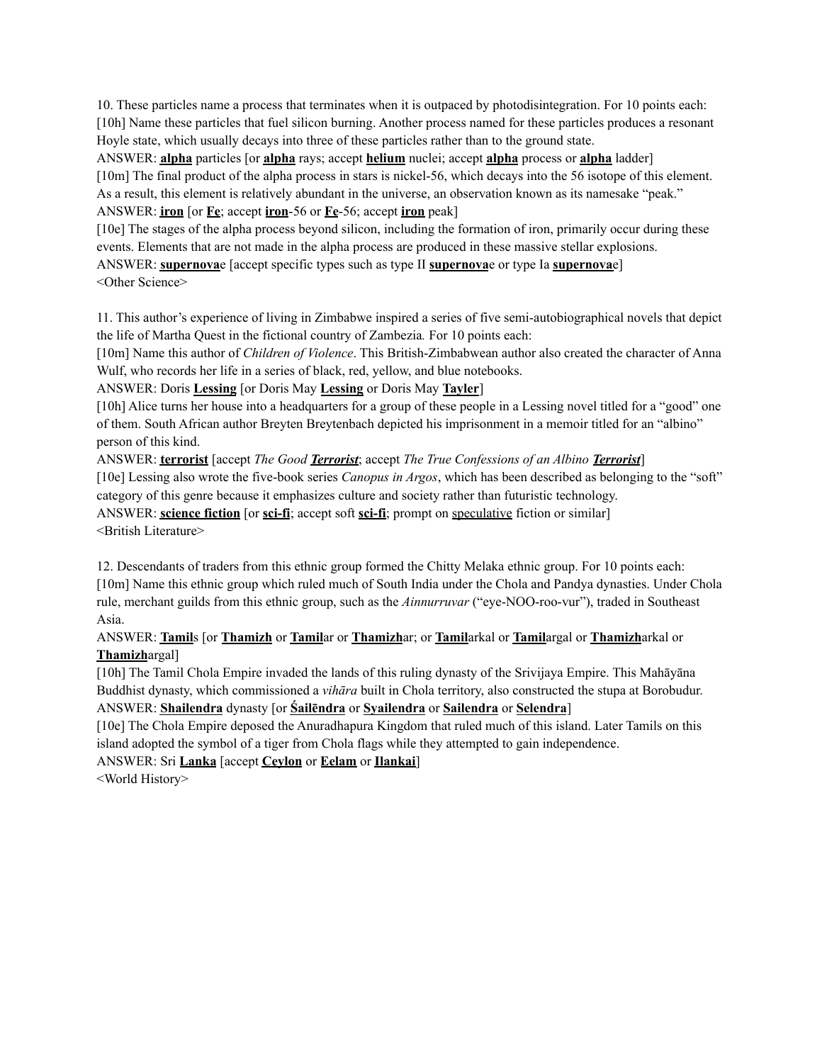10. These particles name a process that terminates when it is outpaced by photodisintegration. For 10 points each:

[10h] Name these particles that fuel silicon burning. Another process named for these particles produces a resonant Hoyle state, which usually decays into three of these particles rather than to the ground state.

ANSWER: **alpha** particles [or **alpha** rays; accept **helium** nuclei; accept **alpha** process or **alpha** ladder]

[10m] The final product of the alpha process in stars is nickel-56, which decays into the 56 isotope of this element. As a result, this element is relatively abundant in the universe, an observation known as its namesake "peak."

ANSWER: **iron** [or **Fe**; accept **iron**-56 or **Fe**-56; accept **iron** peak]

[10e] The stages of the alpha process beyond silicon, including the formation of iron, primarily occur during these events. Elements that are not made in the alpha process are produced in these massive stellar explosions.

ANSWER: **supernova**e [accept specific types such as type II **supernova**e or type Ia **supernova**e]

<Other Science>

11. This author's experience of living in Zimbabwe inspired a series of five semi-autobiographical novels that depict the life of Martha Quest in the fictional country of Zambezia. For 10 points each:

[10m] Name this author of *Children of Violence*. This British-Zimbabwean author also created the character of Anna Wulf, who records her life in a series of black, red, yellow, and blue notebooks.

ANSWER: Doris **Lessing** [or Doris May **Lessing** or Doris May **Tayler**]

[10h] Alice turns her house into a headquarters for a group of these people in a Lessing novel titled for a "good" one of them. South African author Breyten Breytenbach depicted his imprisonment in a memoir titled for an "albino" person of this kind.

ANSWER: **terrorist** [accept *The Good **Terrorist***; accept *The True Confessions of an Albino **Terrorist***]

[10e] Lessing also wrote the five-book series *Canopus in Argos*, which has been described as belonging to the "soft" category of this genre because it emphasizes culture and society rather than futuristic technology.

ANSWER: **science fiction** [or **sci-fi**; accept soft **sci-fi**; prompt on speculative fiction or similar]

<British Literature>

12. Descendants of traders from this ethnic group formed the Chitty Melaka ethnic group. For 10 points each:

[10m] Name this ethnic group which ruled much of South India under the Chola and Pandya dynasties. Under Chola rule, merchant guilds from this ethnic group, such as the *Ainnurruvar* ("eye-NOO-roo-vur"), traded in Southeast Asia.

ANSWER: **Tamil**s [or **Thamizh** or **Tamil**ar or **Thamizh**ar; or **Tamil**arkal or **Tamil**argal or **Thamizh**arkal or **Thamizh**argal]

[10h] The Tamil Chola Empire invaded the lands of this ruling dynasty of the Srivijaya Empire. This Mahāyāna Buddhist dynasty, which commissioned a *vihāra* built in Chola territory, also constructed the stupa at Borobudur.

ANSWER: **Shailendra** dynasty [or **Śailēndra** or **Syailendra** or **Sailendra** or **Selendra**]

[10e] The Chola Empire deposed the Anuradhapura Kingdom that ruled much of this island. Later Tamils on this island adopted the symbol of a tiger from Chola flags while they attempted to gain independence.

ANSWER: Sri **Lanka** [accept **Ceylon** or **Eelam** or **Ilankai**]

<World History>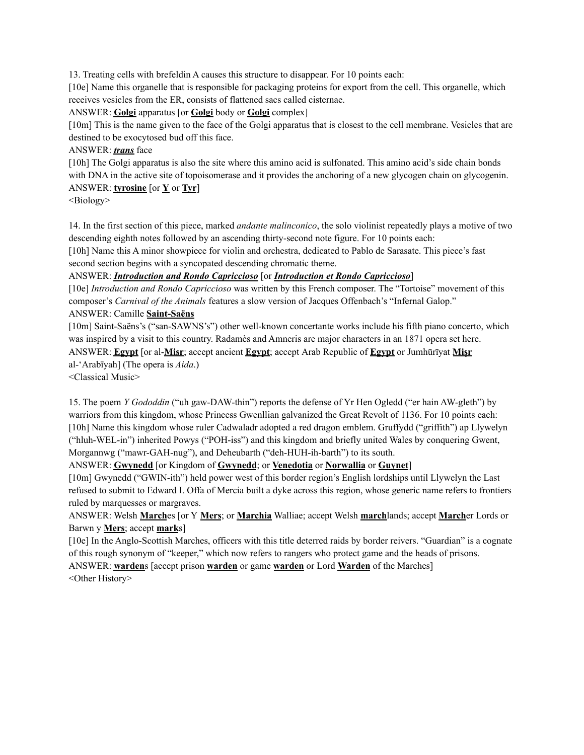13. Treating cells with brefeldin A causes this structure to disappear. For 10 points each:

[10e] Name this organelle that is responsible for packaging proteins for export from the cell. This organelle, which receives vesicles from the ER, consists of flattened sacs called cisternae.

ANSWER: **Golgi** apparatus [or **Golgi** body or **Golgi** complex]

[10m] This is the name given to the face of the Golgi apparatus that is closest to the cell membrane. Vesicles that are destined to be exocytosed bud off this face.

ANSWER: ***trans*** face

[10h] The Golgi apparatus is also the site where this amino acid is sulfonated. This amino acid's side chain bonds with DNA in the active site of topoisomerase and it provides the anchoring of a new glycogen chain on glycogenin.

ANSWER: **tyrosine** [or **Y** or **Tyr**]

<Biology>

14. In the first section of this piece, marked *andante malinconico*, the solo violinist repeatedly plays a motive of two descending eighth notes followed by an ascending thirty-second note figure. For 10 points each:

[10h] Name this A minor showpiece for violin and orchestra, dedicated to Pablo de Sarasate. This piece's fast second section begins with a syncopated descending chromatic theme.

ANSWER: ***Introduction and Rondo Capriccioso*** [or ***Introduction et Rondo Capriccioso***]

[10e] *Introduction and Rondo Capriccioso* was written by this French composer. The "Tortoise" movement of this composer's *Carnival of the Animals* features a slow version of Jacques Offenbach's "Infernal Galop."

ANSWER: Camille **Saint-Saëns**

[10m] Saint-Saëns's ("san-SAWNS's") other well-known concertante works include his fifth piano concerto, which was inspired by a visit to this country. Radamès and Amneris are major characters in an 1871 opera set here.

ANSWER: **Egypt** [or al-**Misr**; accept ancient **Egypt**; accept Arab Republic of **Egypt** or Jumhūrīyat **Miṣr** al-'Arabīyah] (The opera is *Aida*.)

<Classical Music>

15. The poem *Y Gododdin* ("uh gaw-DAW-thin") reports the defense of Yr Hen Ogledd ("er hain AW-gleth") by warriors from this kingdom, whose Princess Gwenllian galvanized the Great Revolt of 1136. For 10 points each:

[10h] Name this kingdom whose ruler Cadwaladr adopted a red dragon emblem. Gruffydd ("griffith") ap Llywelyn ("hluh-WEL-in") inherited Powys ("POH-iss") and this kingdom and briefly united Wales by conquering Gwent, Morgannwg ("mawr-GAH-nug"), and Deheubarth ("deh-HUH-ih-barth") to its south.

ANSWER: **Gwynedd** [or Kingdom of **Gwynedd**; or **Venedotia** or **Norwallia** or **Guynet**]

[10m] Gwynedd ("GWIN-ith") held power west of this border region's English lordships until Llywelyn the Last refused to submit to Edward I. Offa of Mercia built a dyke across this region, whose generic name refers to frontiers ruled by marquesses or margraves.

ANSWER: Welsh **March**es [or Y **Mers**; or **Marchia** Walliae; accept Welsh **march**lands; accept **March**er Lords or Barwn y **Mers**; accept **mark**s]

[10e] In the Anglo-Scottish Marches, officers with this title deterred raids by border reivers. "Guardian" is a cognate of this rough synonym of "keeper," which now refers to rangers who protect game and the heads of prisons.

ANSWER: **warden**s [accept prison **warden** or game **warden** or Lord **Warden** of the Marches]

<Other History>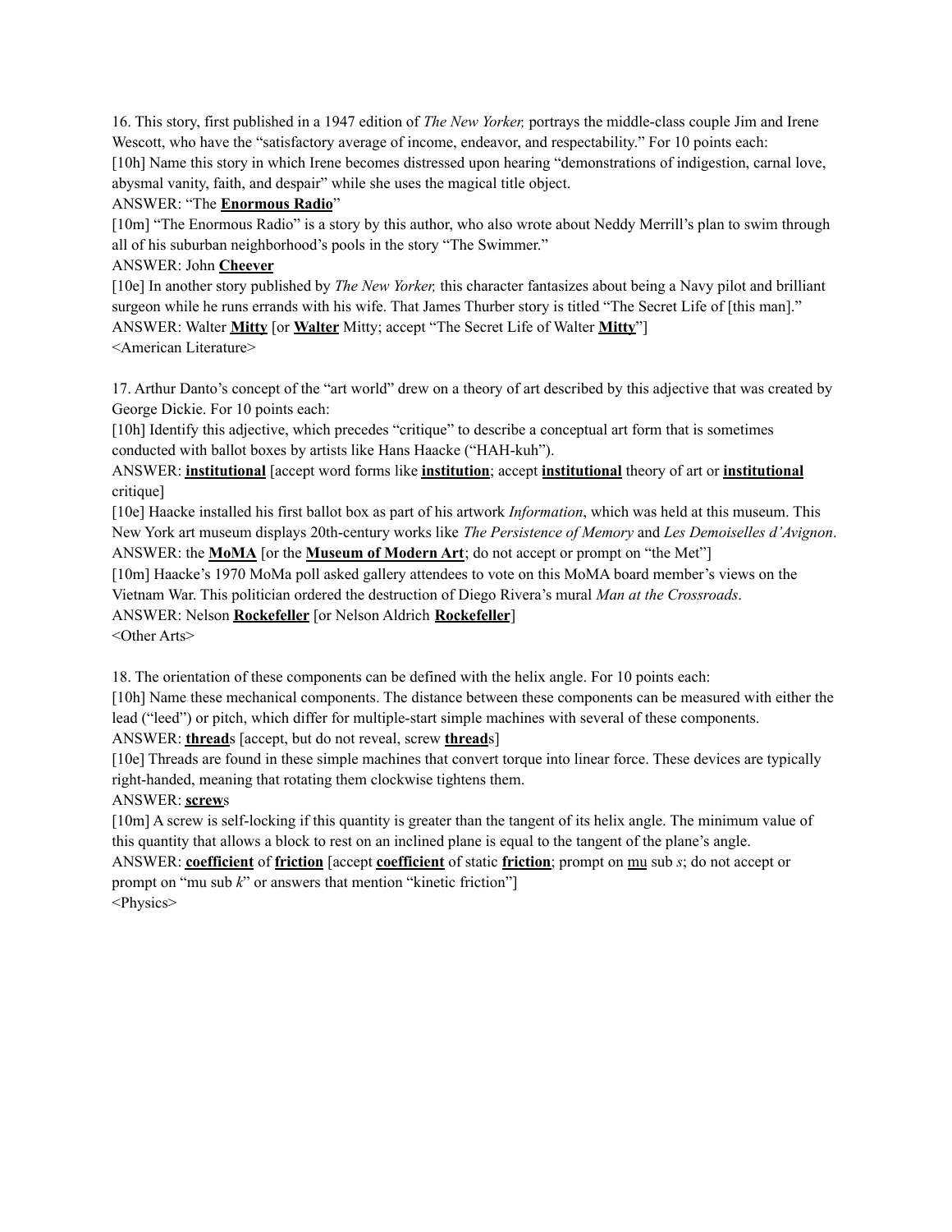16. This story, first published in a 1947 edition of *The New Yorker,* portrays the middle-class couple Jim and Irene Wescott, who have the "satisfactory average of income, endeavor, and respectability." For 10 points each:

[10h] Name this story in which Irene becomes distressed upon hearing "demonstrations of indigestion, carnal love, abysmal vanity, faith, and despair" while she uses the magical title object.

ANSWER: "The **Enormous Radio**"

[10m] "The Enormous Radio" is a story by this author, who also wrote about Neddy Merrill's plan to swim through all of his suburban neighborhood's pools in the story "The Swimmer."

ANSWER: John **Cheever**

[10e] In another story published by *The New Yorker,* this character fantasizes about being a Navy pilot and brilliant surgeon while he runs errands with his wife. That James Thurber story is titled "The Secret Life of [this man]."

ANSWER: Walter **Mitty** [or **Walter** Mitty; accept "The Secret Life of Walter **Mitty**"]

<American Literature>

17. Arthur Danto's concept of the "art world" drew on a theory of art described by this adjective that was created by George Dickie. For 10 points each:

[10h] Identify this adjective, which precedes "critique" to describe a conceptual art form that is sometimes conducted with ballot boxes by artists like Hans Haacke ("HAH-kuh").

ANSWER: **institutional** [accept word forms like **institution**; accept **institutional** theory of art or **institutional** critique]

[10e] Haacke installed his first ballot box as part of his artwork *Information*, which was held at this museum. This New York art museum displays 20th-century works like *The Persistence of Memory* and *Les Demoiselles d'Avignon*.

ANSWER: the **MoMA** [or the **Museum of Modern Art**; do not accept or prompt on "the Met"]

[10m] Haacke's 1970 MoMa poll asked gallery attendees to vote on this MoMA board member's views on the Vietnam War. This politician ordered the destruction of Diego Rivera's mural *Man at the Crossroads*.

ANSWER: Nelson **Rockefeller** [or Nelson Aldrich **Rockefeller**]

<Other Arts>

18. The orientation of these components can be defined with the helix angle. For 10 points each:

[10h] Name these mechanical components. The distance between these components can be measured with either the lead ("leed") or pitch, which differ for multiple-start simple machines with several of these components.

ANSWER: **thread**s [accept, but do not reveal, screw **thread**s]

[10e] Threads are found in these simple machines that convert torque into linear force. These devices are typically right-handed, meaning that rotating them clockwise tightens them.

ANSWER: **screw**s

[10m] A screw is self-locking if this quantity is greater than the tangent of its helix angle. The minimum value of this quantity that allows a block to rest on an inclined plane is equal to the tangent of the plane's angle.

ANSWER: **coefficient** of **friction** [accept **coefficient** of static **friction**; prompt on mu sub *s*; do not accept or prompt on "mu sub *k*" or answers that mention "kinetic friction"]

<Physics>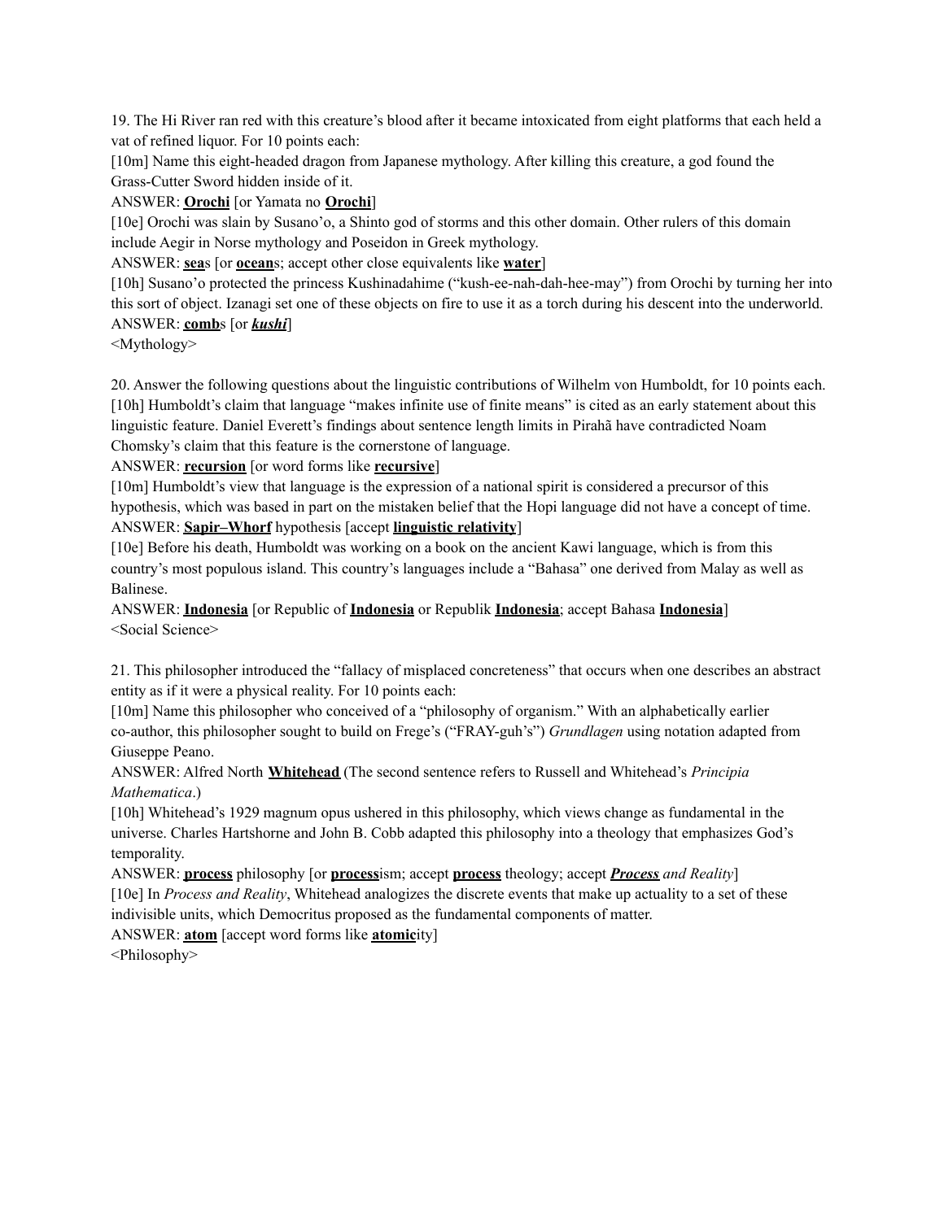19. The Hi River ran red with this creature's blood after it became intoxicated from eight platforms that each held a vat of refined liquor. For 10 points each:

[10m] Name this eight-headed dragon from Japanese mythology. After killing this creature, a god found the Grass-Cutter Sword hidden inside of it.

ANSWER: **Orochi** [or Yamata no **Orochi**]

[10e] Orochi was slain by Susano'o, a Shinto god of storms and this other domain. Other rulers of this domain include Aegir in Norse mythology and Poseidon in Greek mythology.

ANSWER: **sea**s [or **ocean**s; accept other close equivalents like **water**]

[10h] Susano'o protected the princess Kushinadahime ("kush-ee-nah-dah-hee-may") from Orochi by turning her into this sort of object. Izanagi set one of these objects on fire to use it as a torch during his descent into the underworld.

ANSWER: **comb**s [or ***kushi***]

<Mythology>

20. Answer the following questions about the linguistic contributions of Wilhelm von Humboldt, for 10 points each.

[10h] Humboldt's claim that language "makes infinite use of finite means" is cited as an early statement about this linguistic feature. Daniel Everett's findings about sentence length limits in Pirahã have contradicted Noam Chomsky's claim that this feature is the cornerstone of language.

ANSWER: **recursion** [or word forms like **recursive**]

[10m] Humboldt's view that language is the expression of a national spirit is considered a precursor of this hypothesis, which was based in part on the mistaken belief that the Hopi language did not have a concept of time.

ANSWER: **Sapir–Whorf** hypothesis [accept **linguistic relativity**]

[10e] Before his death, Humboldt was working on a book on the ancient Kawi language, which is from this country's most populous island. This country's languages include a "Bahasa" one derived from Malay as well as Balinese.

ANSWER: **Indonesia** [or Republic of **Indonesia** or Republik **Indonesia**; accept Bahasa **Indonesia**]

<Social Science>

21. This philosopher introduced the "fallacy of misplaced concreteness" that occurs when one describes an abstract entity as if it were a physical reality. For 10 points each:

[10m] Name this philosopher who conceived of a "philosophy of organism." With an alphabetically earlier co-author, this philosopher sought to build on Frege's ("FRAY-guh's") *Grundlagen* using notation adapted from Giuseppe Peano.

ANSWER: Alfred North **Whitehead** (The second sentence refers to Russell and Whitehead's *Principia Mathematica*.)

[10h] Whitehead's 1929 magnum opus ushered in this philosophy, which views change as fundamental in the universe. Charles Hartshorne and John B. Cobb adapted this philosophy into a theology that emphasizes God's temporality.

ANSWER: **process** philosophy [or **process**ism; accept **process** theology; accept ***Process** and Reality*]

[10e] In *Process and Reality*, Whitehead analogizes the discrete events that make up actuality to a set of these indivisible units, which Democritus proposed as the fundamental components of matter.

ANSWER: **atom** [accept word forms like **atomic**ity]

<Philosophy>